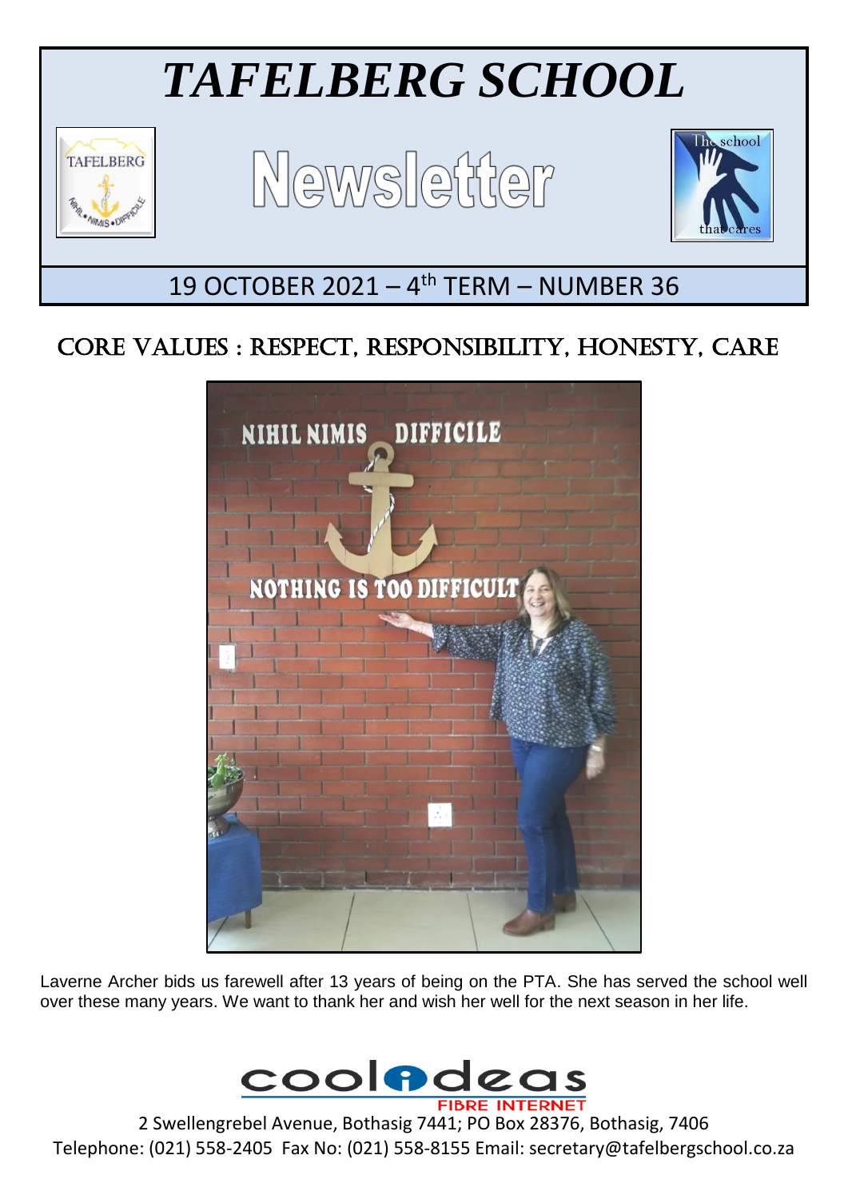# *TAFELBERG SCHOOL*

## Newsletter

19 OCTOBER 2021 – 4th TERM – NUMBER 36

## CORE VALUES : RESPECT, RESPONSIBILITY, HONESTY, CARE

Laverne Archer bids us farewell after 13 years of being on the PTA. She has served the school well over these many years. We want to thank her and wish her well for the next season in her life.

2 Swellengrebel Avenue, Bothasig 7441; PO Box 28376, Bothasig, 7406
Telephone: (021) 558-2405 Fax No: (021) 558-8155 Email: secretary@tafelbergschool.co.za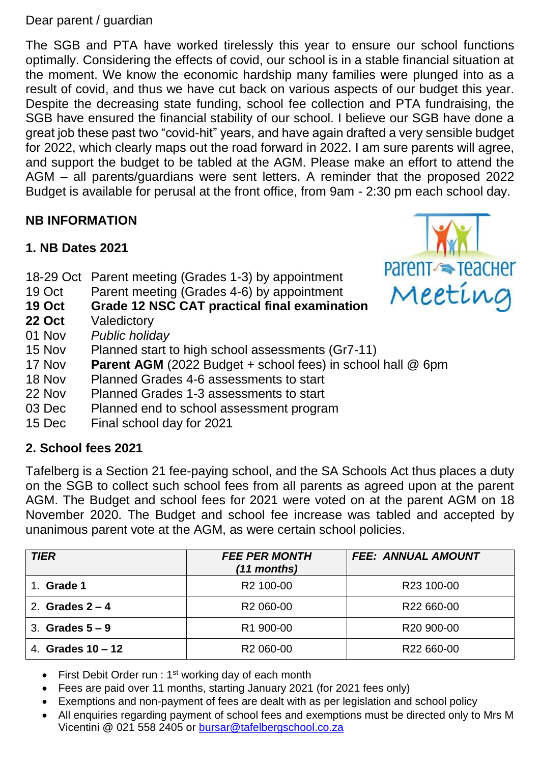Dear parent / guardian

The SGB and PTA have worked tirelessly this year to ensure our school functions optimally. Considering the effects of covid, our school is in a stable financial situation at the moment. We know the economic hardship many families were plunged into as a result of covid, and thus we have cut back on various aspects of our budget this year. Despite the decreasing state funding, school fee collection and PTA fundraising, the SGB have ensured the financial stability of our school. I believe our SGB have done a great job these past two "covid-hit" years, and have again drafted a very sensible budget for 2022, which clearly maps out the road forward in 2022. I am sure parents will agree, and support the budget to be tabled at the AGM. Please make an effort to attend the AGM – all parents/guardians were sent letters. A reminder that the proposed 2022 Budget is available for perusal at the front office, from 9am - 2:30 pm each school day.

## NB INFORMATION

### 1. NB Dates 2021

| | |
|---|---|
| 18-29 Oct | Parent meeting (Grades 1-3) by appointment |
| 19 Oct | Parent meeting (Grades 4-6) by appointment |
| **19 Oct** | **Grade 12 NSC CAT practical final examination** |
| **22 Oct** | Valedictory |
| 01 Nov | *Public holiday* |
| 15 Nov | Planned start to high school assessments (Gr7-11) |
| 17 Nov | **Parent AGM** (2022 Budget + school fees) in school hall @ 6pm |
| 18 Nov | Planned Grades 4-6 assessments to start |
| 22 Nov | Planned Grades 1-3 assessments to start |
| 03 Dec | Planned end to school assessment program |
| 15 Dec | Final school day for 2021 |

### 2. School fees 2021

Tafelberg is a Section 21 fee-paying school, and the SA Schools Act thus places a duty on the SGB to collect such school fees from all parents as agreed upon at the parent AGM. The Budget and school fees for 2021 were voted on at the parent AGM on 18 November 2020. The Budget and school fee increase was tabled and accepted by unanimous parent vote at the AGM, as were certain school policies.

| *TIER* | *FEE PER MONTH (11 months)* | *FEE: ANNUAL AMOUNT* |
|---|---|---|
| 1. **Grade 1** | R2 100-00 | R23 100-00 |
| 2. **Grades 2 – 4** | R2 060-00 | R22 660-00 |
| 3. **Grades 5 – 9** | R1 900-00 | R20 900-00 |
| 4. **Grades 10 – 12** | R2 060-00 | R22 660-00 |

- First Debit Order run : 1st working day of each month
- Fees are paid over 11 months, starting January 2021 (for 2021 fees only)
- Exemptions and non-payment of fees are dealt with as per legislation and school policy
- All enquiries regarding payment of school fees and exemptions must be directed only to Mrs M Vicentini @ 021 558 2405 or bursar@tafelbergschool.co.za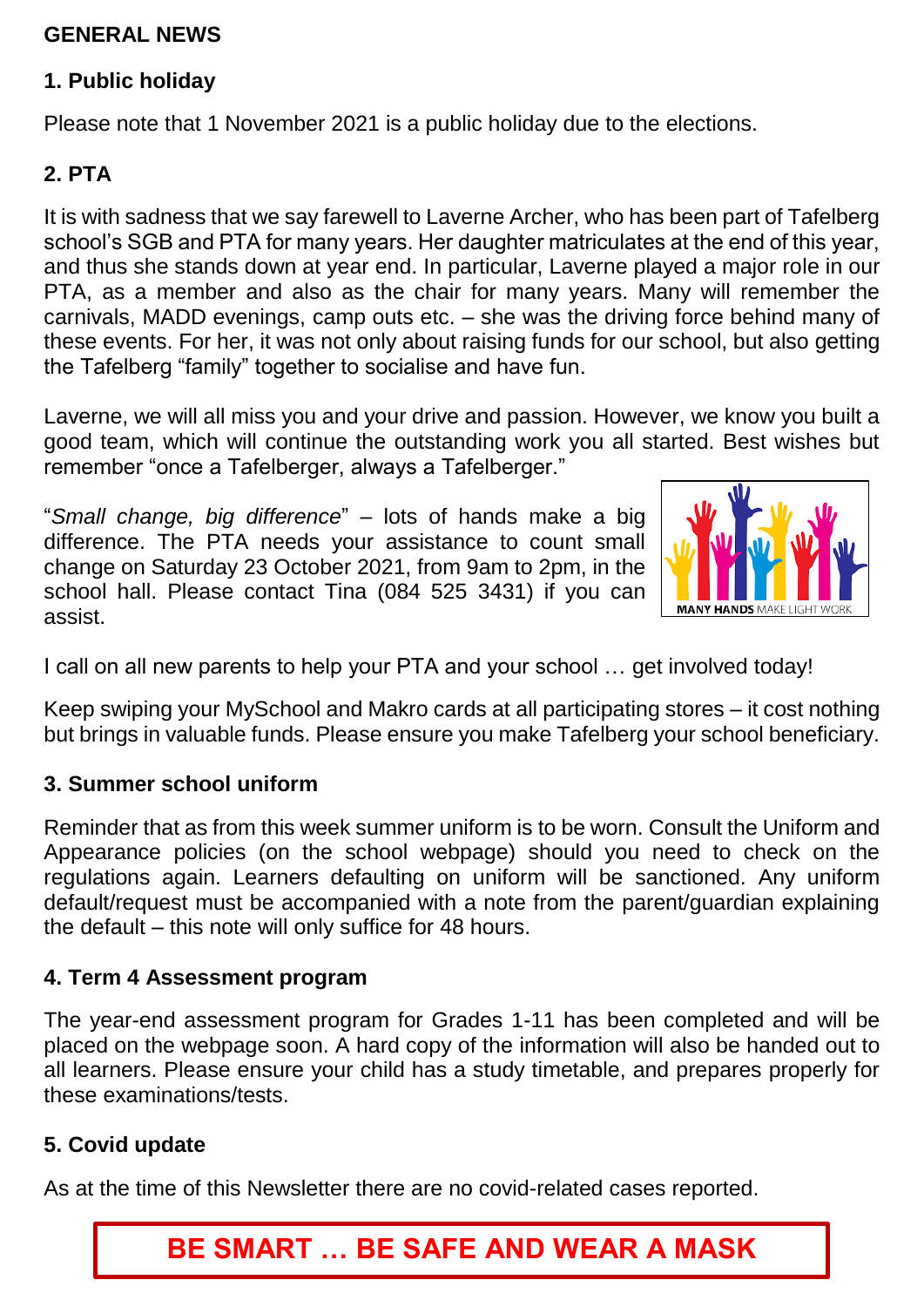## GENERAL NEWS

### 1. Public holiday

Please note that 1 November 2021 is a public holiday due to the elections.

### 2. PTA

It is with sadness that we say farewell to Laverne Archer, who has been part of Tafelberg school's SGB and PTA for many years. Her daughter matriculates at the end of this year, and thus she stands down at year end. In particular, Laverne played a major role in our PTA, as a member and also as the chair for many years. Many will remember the carnivals, MADD evenings, camp outs etc. – she was the driving force behind many of these events. For her, it was not only about raising funds for our school, but also getting the Tafelberg "family" together to socialise and have fun.

Laverne, we will all miss you and your drive and passion. However, we know you built a good team, which will continue the outstanding work you all started. Best wishes but remember "once a Tafelberger, always a Tafelberger."

"*Small change, big difference*" – lots of hands make a big difference. The PTA needs your assistance to count small change on Saturday 23 October 2021, from 9am to 2pm, in the school hall. Please contact Tina (084 525 3431) if you can assist.

**MANY HANDS** MAKE LIGHT WORK

I call on all new parents to help your PTA and your school … get involved today!

Keep swiping your MySchool and Makro cards at all participating stores – it cost nothing but brings in valuable funds. Please ensure you make Tafelberg your school beneficiary.

### 3. Summer school uniform

Reminder that as from this week summer uniform is to be worn. Consult the Uniform and Appearance policies (on the school webpage) should you need to check on the regulations again. Learners defaulting on uniform will be sanctioned. Any uniform default/request must be accompanied with a note from the parent/guardian explaining the default – this note will only suffice for 48 hours.

### 4. Term 4 Assessment program

The year-end assessment program for Grades 1-11 has been completed and will be placed on the webpage soon. A hard copy of the information will also be handed out to all learners. Please ensure your child has a study timetable, and prepares properly for these examinations/tests.

### 5. Covid update

As at the time of this Newsletter there are no covid-related cases reported.

**BE SMART … BE SAFE AND WEAR A MASK**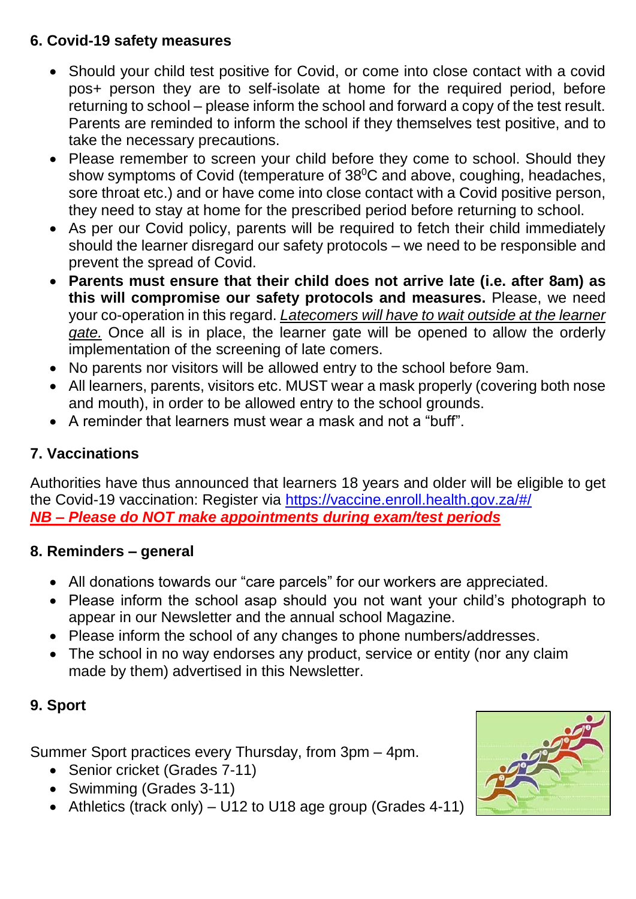### 6. Covid-19 safety measures

- Should your child test positive for Covid, or come into close contact with a covid pos+ person they are to self-isolate at home for the required period, before returning to school – please inform the school and forward a copy of the test result. Parents are reminded to inform the school if they themselves test positive, and to take the necessary precautions.
- Please remember to screen your child before they come to school. Should they show symptoms of Covid (temperature of $38^0$C and above, coughing, headaches, sore throat etc.) and or have come into close contact with a Covid positive person, they need to stay at home for the prescribed period before returning to school.
- As per our Covid policy, parents will be required to fetch their child immediately should the learner disregard our safety protocols – we need to be responsible and prevent the spread of Covid.
- **Parents must ensure that their child does not arrive late (i.e. after 8am) as this will compromise our safety protocols and measures.** Please, we need your co-operation in this regard. *Latecomers will have to wait outside at the learner gate.* Once all is in place, the learner gate will be opened to allow the orderly implementation of the screening of late comers.
- No parents nor visitors will be allowed entry to the school before 9am.
- All learners, parents, visitors etc. MUST wear a mask properly (covering both nose and mouth), in order to be allowed entry to the school grounds.
- A reminder that learners must wear a mask and not a "buff".

### 7. Vaccinations

Authorities have thus announced that learners 18 years and older will be eligible to get the Covid-19 vaccination: Register via https://vaccine.enroll.health.gov.za/#/
***NB – Please do NOT make appointments during exam/test periods***

### 8. Reminders – general

- All donations towards our "care parcels" for our workers are appreciated.
- Please inform the school asap should you not want your child's photograph to appear in our Newsletter and the annual school Magazine.
- Please inform the school of any changes to phone numbers/addresses.
- The school in no way endorses any product, service or entity (nor any claim made by them) advertised in this Newsletter.

### 9. Sport

Summer Sport practices every Thursday, from 3pm – 4pm.

- Senior cricket (Grades 7-11)
- Swimming (Grades 3-11)
- Athletics (track only) – U12 to U18 age group (Grades 4-11)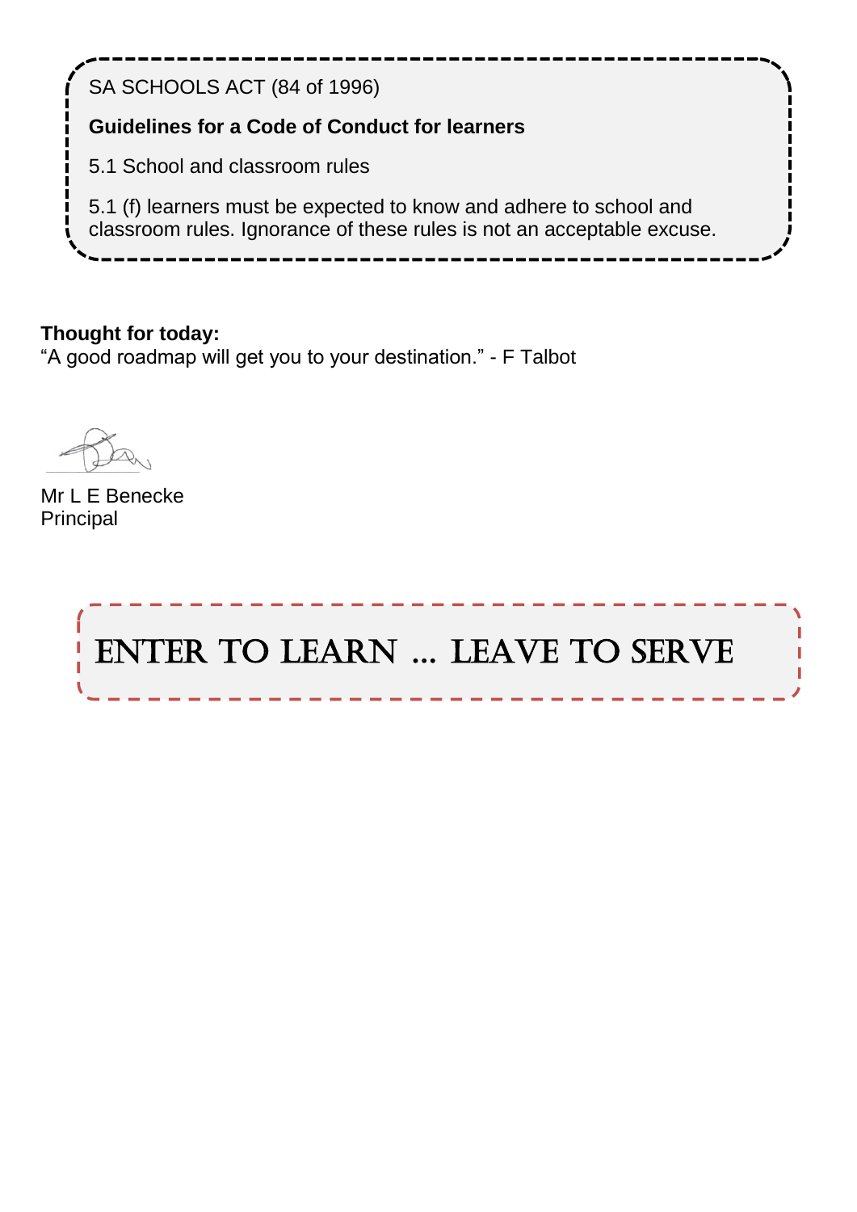SA SCHOOLS ACT (84 of 1996)

**Guidelines for a Code of Conduct for learners**

5.1 School and classroom rules

5.1 (f) learners must be expected to know and adhere to school and classroom rules. Ignorance of these rules is not an acceptable excuse.

**Thought for today:**
"A good roadmap will get you to your destination." - F Talbot

Mr L E Benecke
Principal

ENTER TO LEARN … LEAVE TO SERVE